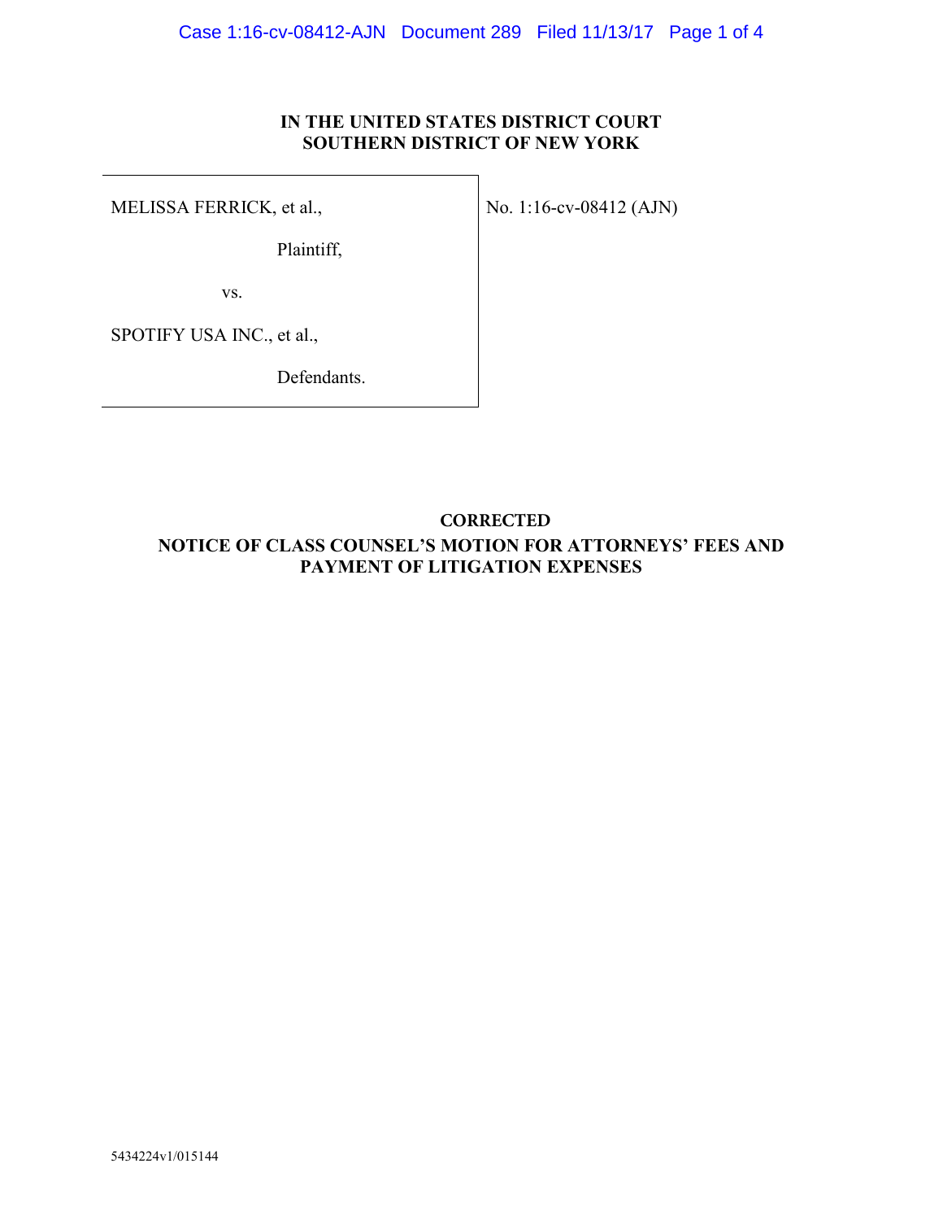**IN THE UNITED STATES DISTRICT COURT**
**SOUTHERN DISTRICT OF NEW YORK**

| | |
|---|---|
| MELISSA FERRICK, et al.,<br><br>Plaintiff,<br><br>vs.<br><br>SPOTIFY USA INC., et al.,<br><br>Defendants. | No. 1:16-cv-08412 (AJN) |

**CORRECTED**
**NOTICE OF CLASS COUNSEL'S MOTION FOR ATTORNEYS' FEES AND PAYMENT OF LITIGATION EXPENSES**

5434224v1/015144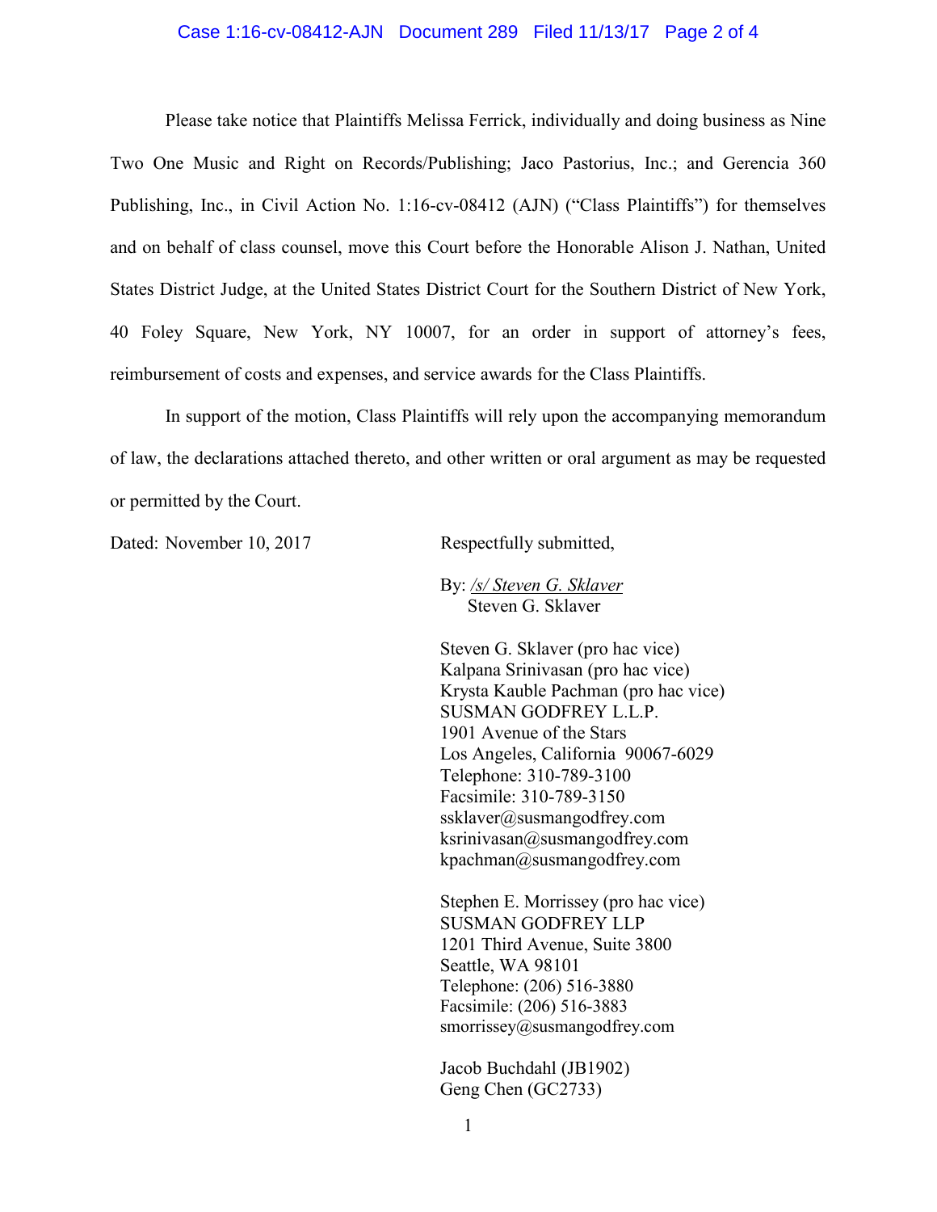Please take notice that Plaintiffs Melissa Ferrick, individually and doing business as Nine Two One Music and Right on Records/Publishing; Jaco Pastorius, Inc.; and Gerencia 360 Publishing, Inc., in Civil Action No. 1:16-cv-08412 (AJN) ("Class Plaintiffs") for themselves and on behalf of class counsel, move this Court before the Honorable Alison J. Nathan, United States District Judge, at the United States District Court for the Southern District of New York, 40 Foley Square, New York, NY 10007, for an order in support of attorney's fees, reimbursement of costs and expenses, and service awards for the Class Plaintiffs.

In support of the motion, Class Plaintiffs will rely upon the accompanying memorandum of law, the declarations attached thereto, and other written or oral argument as may be requested or permitted by the Court.

Dated: November 10, 2017

Respectfully submitted,

By: */s/ Steven G. Sklaver*
Steven G. Sklaver

Steven G. Sklaver (pro hac vice)
Kalpana Srinivasan (pro hac vice)
Krysta Kauble Pachman (pro hac vice)
SUSMAN GODFREY L.L.P.
1901 Avenue of the Stars
Los Angeles, California 90067-6029
Telephone: 310-789-3100
Facsimile: 310-789-3150
ssklaver@susmangodfrey.com
ksrinivasan@susmangodfrey.com
kpachman@susmangodfrey.com

Stephen E. Morrissey (pro hac vice)
SUSMAN GODFREY LLP
1201 Third Avenue, Suite 3800
Seattle, WA 98101
Telephone: (206) 516-3880
Facsimile: (206) 516-3883
smorrissey@susmangodfrey.com

Jacob Buchdahl (JB1902)
Geng Chen (GC2733)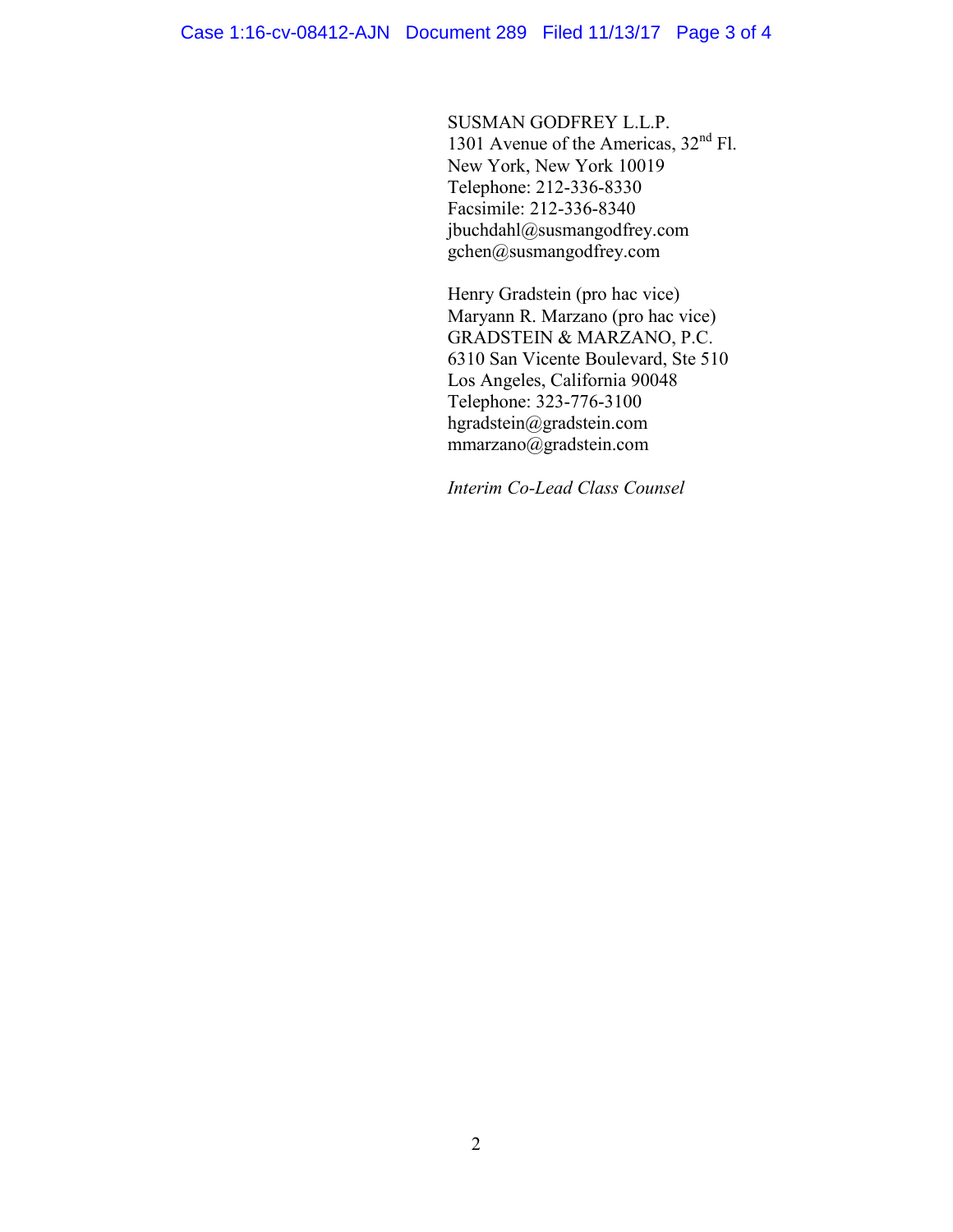SUSMAN GODFREY L.L.P.
1301 Avenue of the Americas, 32nd Fl.
New York, New York 10019
Telephone: 212-336-8330
Facsimile: 212-336-8340
jbuchdahl@susmangodfrey.com
gchen@susmangodfrey.com

Henry Gradstein (pro hac vice)
Maryann R. Marzano (pro hac vice)
GRADSTEIN & MARZANO, P.C.
6310 San Vicente Boulevard, Ste 510
Los Angeles, California 90048
Telephone: 323-776-3100
hgradstein@gradstein.com
mmarzano@gradstein.com

*Interim Co-Lead Class Counsel*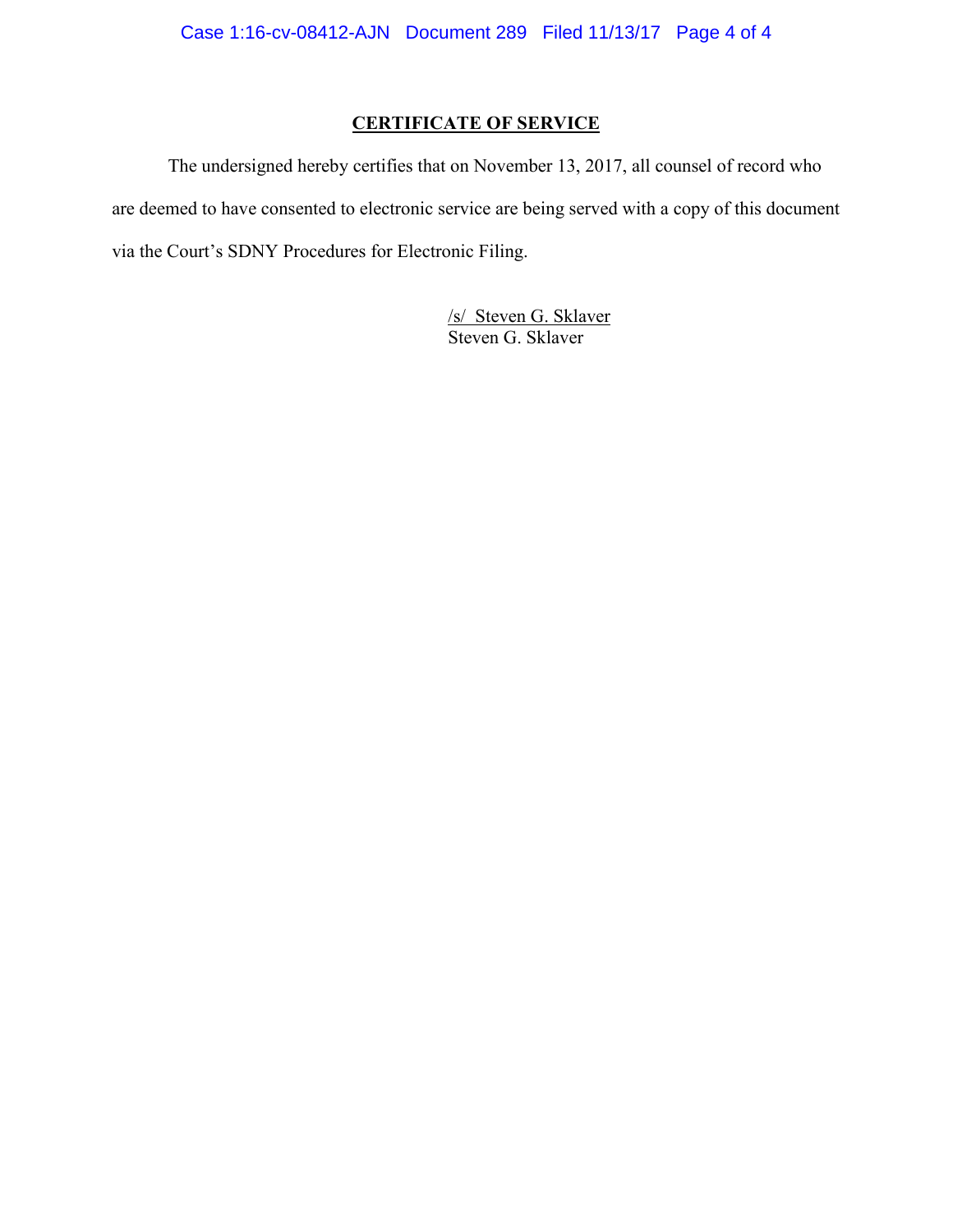## CERTIFICATE OF SERVICE

The undersigned hereby certifies that on November 13, 2017, all counsel of record who are deemed to have consented to electronic service are being served with a copy of this document via the Court's SDNY Procedures for Electronic Filing.

/s/ Steven G. Sklaver
Steven G. Sklaver